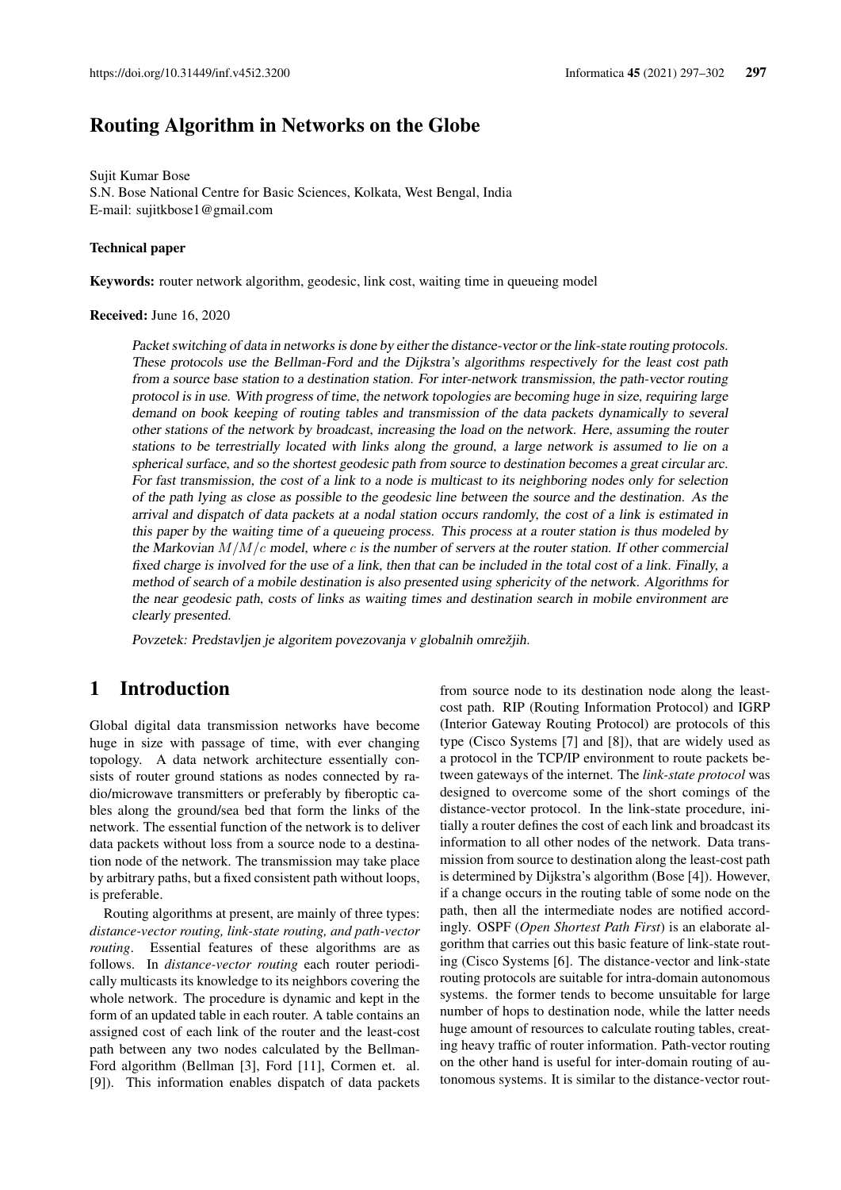# Routing Algorithm in Networks on the Globe

Sujit Kumar Bose
S.N. Bose National Centre for Basic Sciences, Kolkata, West Bengal, India
E-mail: sujitkbose1@gmail.com

**Technical paper**

**Keywords:** router network algorithm, geodesic, link cost, waiting time in queueing model

**Received:** June 16, 2020

*Packet switching of data in networks is done by either the distance-vector or the link-state routing protocols. These protocols use the Bellman-Ford and the Dijkstra's algorithms respectively for the least cost path from a source base station to a destination station. For inter-network transmission, the path-vector routing protocol is in use. With progress of time, the network topologies are becoming huge in size, requiring large demand on book keeping of routing tables and transmission of the data packets dynamically to several other stations of the network by broadcast, increasing the load on the network. Here, assuming the router stations to be terrestrially located with links along the ground, a large network is assumed to lie on a spherical surface, and so the shortest geodesic path from source to destination becomes a great circular arc. For fast transmission, the cost of a link to a node is multicast to its neighboring nodes only for selection of the path lying as close as possible to the geodesic line between the source and the destination. As the arrival and dispatch of data packets at a nodal station occurs randomly, the cost of a link is estimated in this paper by the waiting time of a queueing process. This process at a router station is thus modeled by the Markovian $M/M/c$ model, where $c$ is the number of servers at the router station. If other commercial fixed charge is involved for the use of a link, then that can be included in the total cost of a link. Finally, a method of search of a mobile destination is also presented using sphericity of the network. Algorithms for the near geodesic path, costs of links as waiting times and destination search in mobile environment are clearly presented.*

*Povzetek: Predstavljen je algoritem povezovanja v globalnih omrežjih.*

## 1 Introduction

Global digital data transmission networks have become huge in size with passage of time, with ever changing topology. A data network architecture essentially consists of router ground stations as nodes connected by radio/microwave transmitters or preferably by fiberoptic cables along the ground/sea bed that form the links of the network. The essential function of the network is to deliver data packets without loss from a source node to a destination node of the network. The transmission may take place by arbitrary paths, but a fixed consistent path without loops, is preferable.

Routing algorithms at present, are mainly of three types: *distance-vector routing, link-state routing, and path-vector routing*. Essential features of these algorithms are as follows. In *distance-vector routing* each router periodically multicasts its knowledge to its neighbors covering the whole network. The procedure is dynamic and kept in the form of an updated table in each router. A table contains an assigned cost of each link of the router and the least-cost path between any two nodes calculated by the Bellman-Ford algorithm (Bellman [3], Ford [11], Cormen et. al. [9]). This information enables dispatch of data packets from source node to its destination node along the least-cost path. RIP (Routing Information Protocol) and IGRP (Interior Gateway Routing Protocol) are protocols of this type (Cisco Systems [7] and [8]), that are widely used as a protocol in the TCP/IP environment to route packets between gateways of the internet. The *link-state protocol* was designed to overcome some of the short comings of the distance-vector protocol. In the link-state procedure, initially a router defines the cost of each link and broadcast its information to all other nodes of the network. Data transmission from source to destination along the least-cost path is determined by Dijkstra's algorithm (Bose [4]). However, if a change occurs in the routing table of some node on the path, then all the intermediate nodes are notified accordingly. OSPF (*Open Shortest Path First*) is an elaborate algorithm that carries out this basic feature of link-state routing (Cisco Systems [6]. The distance-vector and link-state routing protocols are suitable for intra-domain autonomous systems. the former tends to become unsuitable for large number of hops to destination node, while the latter needs huge amount of resources to calculate routing tables, creating heavy traffic of router information. Path-vector routing on the other hand is useful for inter-domain routing of autonomous systems. It is similar to the distance-vector rout-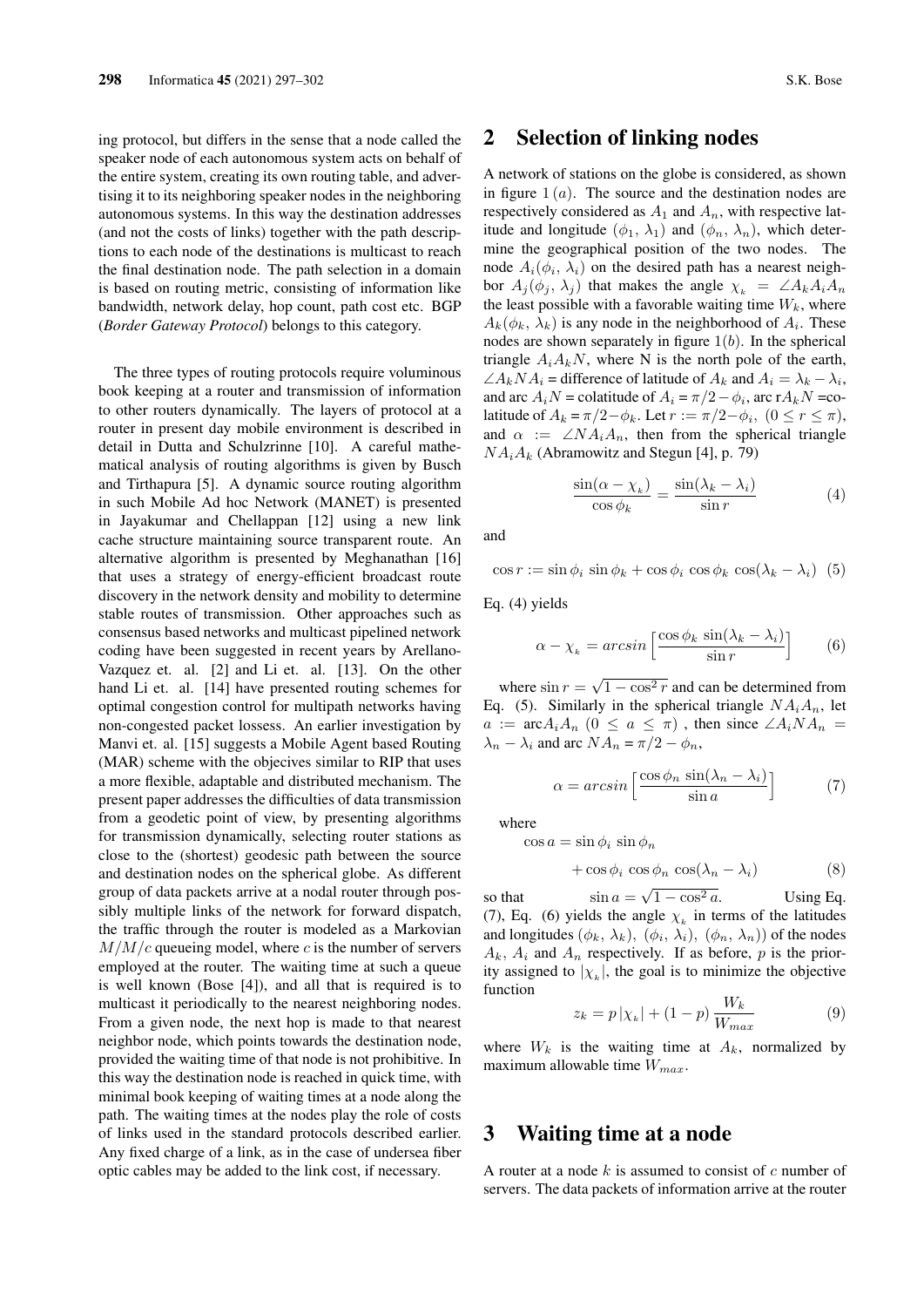ing protocol, but differs in the sense that a node called the speaker node of each autonomous system acts on behalf of the entire system, creating its own routing table, and advertising it to its neighboring speaker nodes in the neighboring autonomous systems. In this way the destination addresses (and not the costs of links) together with the path descriptions to each node of the destinations is multicast to reach the final destination node. The path selection in a domain is based on routing metric, consisting of information like bandwidth, network delay, hop count, path cost etc. BGP (*Border Gateway Protocol*) belongs to this category.

The three types of routing protocols require voluminous book keeping at a router and transmission of information to other routers dynamically. The layers of protocol at a router in present day mobile environment is described in detail in Dutta and Schulzrinne [10]. A careful mathematical analysis of routing algorithms is given by Busch and Tirthapura [5]. A dynamic source routing algorithm in such Mobile Ad hoc Network (MANET) is presented in Jayakumar and Chellappan [12] using a new link cache structure maintaining source transparent route. An alternative algorithm is presented by Meghanathan [16] that uses a strategy of energy-efficient broadcast route discovery in the network density and mobility to determine stable routes of transmission. Other approaches such as consensus based networks and multicast pipelined network coding have been suggested in recent years by Arellano-Vazquez et. al. [2] and Li et. al. [13]. On the other hand Li et. al. [14] have presented routing schemes for optimal congestion control for multipath networks having non-congested packet lossess. An earlier investigation by Manvi et. al. [15] suggests a Mobile Agent based Routing (MAR) scheme with the objecives similar to RIP that uses a more flexible, adaptable and distributed mechanism. The present paper addresses the difficulties of data transmission from a geodetic point of view, by presenting algorithms for transmission dynamically, selecting router stations as close to the (shortest) geodesic path between the source and destination nodes on the spherical globe. As different group of data packets arrive at a nodal router through possibly multiple links of the network for forward dispatch, the traffic through the router is modeled as a Markovian $M/M/c$ queueing model, where $c$ is the number of servers employed at the router. The waiting time at such a queue is well known (Bose [4]), and all that is required is to multicast it periodically to the nearest neighboring nodes. From a given node, the next hop is made to that nearest neighbor node, which points towards the destination node, provided the waiting time of that node is not prohibitive. In this way the destination node is reached in quick time, with minimal book keeping of waiting times at a node along the path. The waiting times at the nodes play the role of costs of links used in the standard protocols described earlier. Any fixed charge of a link, as in the case of undersea fiber optic cables may be added to the link cost, if necessary.

## 2 Selection of linking nodes

A network of stations on the globe is considered, as shown in figure $1\,(a)$. The source and the destination nodes are respectively considered as $A_1$ and $A_n$, with respective latitude and longitude $(\phi_1,\,\lambda_1)$ and $(\phi_n,\,\lambda_n)$, which determine the geographical position of the two nodes. The node $A_i(\phi_i,\,\lambda_i)$ on the desired path has a nearest neighbor $A_j(\phi_j,\,\lambda_j)$ that makes the angle $\chi_k = \angle A_k A_i A_n$ the least possible with a favorable waiting time $W_k$, where $A_k(\phi_k,\,\lambda_k)$ is any node in the neighborhood of $A_i$. These nodes are shown separately in figure $1(b)$. In the spherical triangle $A_i A_k N$, where N is the north pole of the earth, $\angle A_k N A_i$ = difference of latitude of $A_k$ and $A_i = \lambda_k - \lambda_i$, and arc $A_i N$ = colatitude of $A_i = \pi/2 - \phi_i$, arc r$A_k N$ =colatitude of $A_k = \pi/2 - \phi_k$. Let $r := \pi/2 - \phi_i,\ (0 \le r \le \pi)$, and $\alpha := \angle N A_i A_n$, then from the spherical triangle $N A_i A_k$ (Abramowitz and Stegun [4], p. 79)

$$\frac{\sin(\alpha - \chi_k)}{\cos\phi_k} = \frac{\sin(\lambda_k - \lambda_i)}{\sin r} \tag{4}$$

and

$$\cos r := \sin\phi_i\,\sin\phi_k + \cos\phi_i\,\cos\phi_k\,\cos(\lambda_k - \lambda_i) \tag{5}$$

Eq. (4) yields

$$\alpha - \chi_k = arcsin\Big[\frac{\cos\phi_k\,\sin(\lambda_k - \lambda_i)}{\sin r}\Big] \tag{6}$$

where $\sin r = \sqrt{1 - \cos^2 r}$ and can be determined from Eq. (5). Similarly in the spherical triangle $N A_i A_n$, let $a :=$ arc$A_i A_n$ $(0 \le a \le \pi)$ , then since $\angle A_i N A_n = \lambda_n - \lambda_i$ and arc $N A_n = \pi/2 - \phi_n$,

$$\alpha = arcsin\Big[\frac{\cos\phi_n\,\sin(\lambda_n - \lambda_i)}{\sin a}\Big] \tag{7}$$

where

$$\cos a = \sin\phi_i\,\sin\phi_n + \cos\phi_i\,\cos\phi_n\,\cos(\lambda_n - \lambda_i) \tag{8}$$

so that $\sin a = \sqrt{1 - \cos^2 a}$. Using Eq. (7), Eq. (6) yields the angle $\chi_k$ in terms of the latitudes and longitudes $(\phi_k,\,\lambda_k),\ (\phi_i,\,\lambda_i),\ (\phi_n,\,\lambda_n)$) of the nodes $A_k$, $A_i$ and $A_n$ respectively. If as before, $p$ is the priority assigned to $|\chi_k|$, the goal is to minimize the objective function

$$z_k = p\,|\chi_k| + (1-p)\,\frac{W_k}{W_{max}} \tag{9}$$

where $W_k$ is the waiting time at $A_k$, normalized by maximum allowable time $W_{max}$.

## 3 Waiting time at a node

A router at a node $k$ is assumed to consist of $c$ number of servers. The data packets of information arrive at the router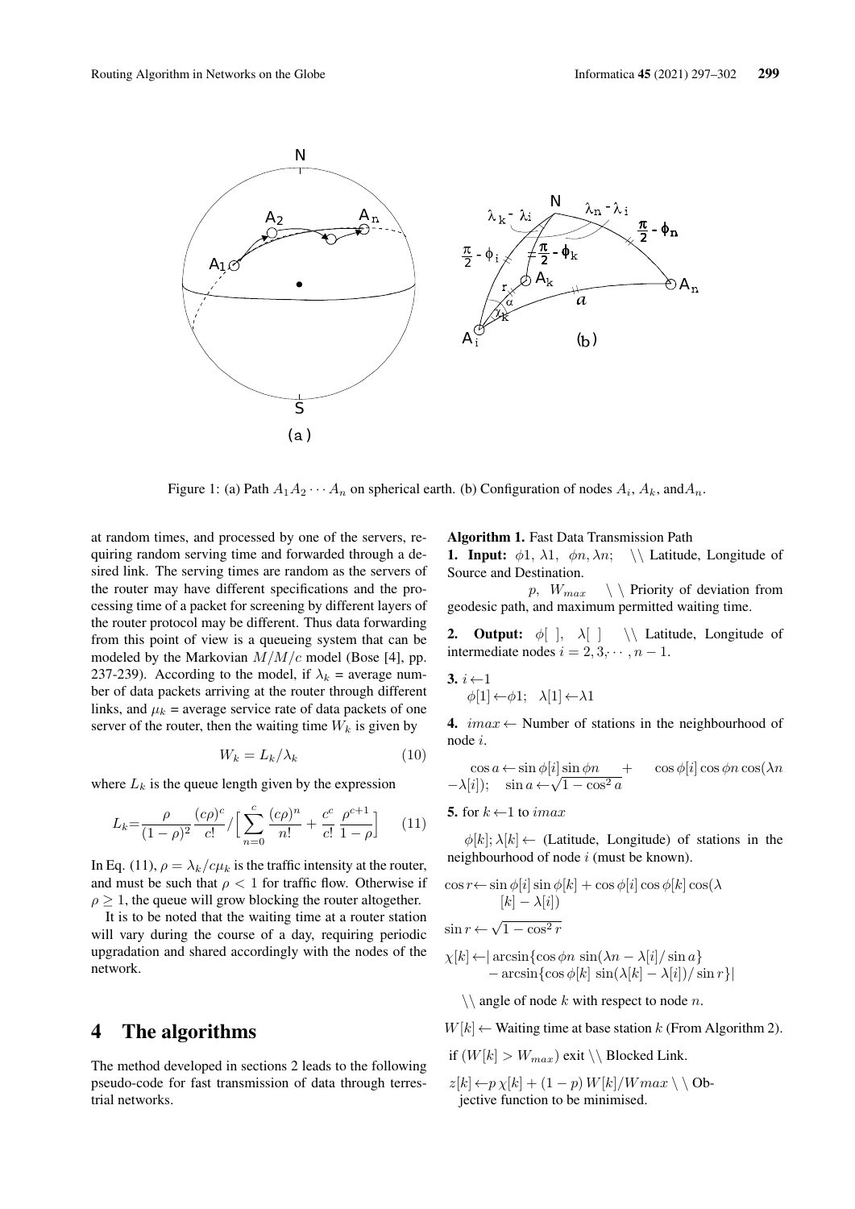Figure 1: (a) Path $A_1 A_2 \cdots A_n$ on spherical earth. (b) Configuration of nodes $A_i$, $A_k$, and$A_n$.

at random times, and processed by one of the servers, requiring random serving time and forwarded through a desired link. The serving times are random as the servers of the router may have different specifications and the processing time of a packet for screening by different layers of the router protocol may be different. Thus data forwarding from this point of view is a queueing system that can be modeled by the Markovian $M/M/c$ model (Bose [4], pp. 237-239). According to the model, if $\lambda_k$ = average number of data packets arriving at the router through different links, and $\mu_k$ = average service rate of data packets of one server of the router, then the waiting time $W_k$ is given by

$$W_k = L_k/\lambda_k \tag{10}$$

where $L_k$ is the queue length given by the expression

$$L_k = \frac{\rho}{(1-\rho)^2} \frac{(c\rho)^c}{c!} / \Big[ \sum_{n=0}^{c} \frac{(c\rho)^n}{n!} + \frac{c^c}{c!} \frac{\rho^{c+1}}{1-\rho} \Big] \tag{11}$$

In Eq. (11), $\rho = \lambda_k / c\mu_k$ is the traffic intensity at the router, and must be such that $\rho < 1$ for traffic flow. Otherwise if $\rho \geq 1$, the queue will grow blocking the router altogether.

It is to be noted that the waiting time at a router station will vary during the course of a day, requiring periodic upgradation and shared accordingly with the nodes of the network.

## 4 The algorithms

The method developed in sections 2 leads to the following pseudo-code for fast transmission of data through terrestrial networks.

**Algorithm 1.** Fast Data Transmission Path

**1. Input:** $\phi 1,\ \lambda 1,\ \phi n, \lambda n$; \\ Latitude, Longitude of Source and Destination.

$p,\ W_{max}$ \\ Priority of deviation from geodesic path, and maximum permitted waiting time.

**2. Output:** $\phi[\ ],\ \lambda[\ ]$ \\ Latitude, Longitude of intermediate nodes $i = 2, 3, \cdots, n-1$.

**3.** $i \leftarrow 1$

$\phi[1] \leftarrow \phi 1;\ \ \lambda[1] \leftarrow \lambda 1$

**4.** $imax \leftarrow$ Number of stations in the neighbourhood of node $i$.

$\cos a \leftarrow \sin\phi[i] \sin\phi n + \cos\phi[i]\cos\phi n \cos(\lambda n - \lambda[i]);\ \ \sin a \leftarrow \sqrt{1-\cos^2 a}$

**5.** for $k \leftarrow 1$ to $imax$

$\phi[k]; \lambda[k] \leftarrow$ (Latitude, Longitude) of stations in the neighbourhood of node $i$ (must be known).

$\cos r \leftarrow \sin\phi[i]\sin\phi[k] + \cos\phi[i]\cos\phi[k]\cos(\lambda[k] - \lambda[i])$

$\sin r \leftarrow \sqrt{1-\cos^2 r}$

$\chi[k] \leftarrow |\arcsin\{\cos\phi n\ \sin(\lambda n - \lambda[i]/\sin a\} - \arcsin\{\cos\phi[k]\ \sin(\lambda[k] - \lambda[i])/\sin r\}|$

\\ angle of node $k$ with respect to node $n$.

$W[k] \leftarrow$ Waiting time at base station $k$ (From Algorithm 2).

if $(W[k] > W_{max})$ exit \\ Blocked Link.

$z[k] \leftarrow p\,\chi[k] + (1-p)\,W[k]/Wmax$ \\ Objective function to be minimised.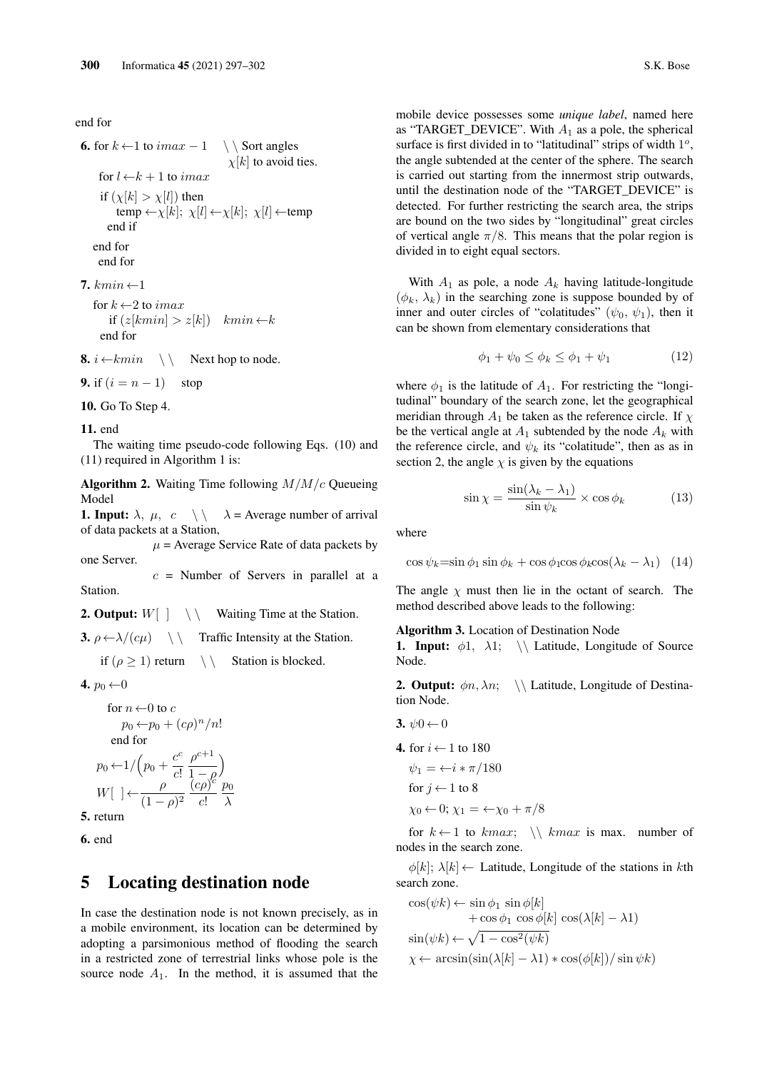end for

**6.** for $k \leftarrow 1$ to $imax - 1$   \\ Sort angles $\chi[k]$ to avoid ties.

  for $l \leftarrow k+1$ to $imax$

  if $(\chi[k] > \chi[l])$ then

    temp $\leftarrow \chi[k]$; $\chi[l] \leftarrow \chi[k]$; $\chi[l] \leftarrow$temp

   end if

  end for

 end for

**7.** $kmin \leftarrow 1$

  for $k \leftarrow 2$ to $imax$

   if $(z[kmin] > z[k])$  $kmin \leftarrow k$

  end for

**8.** $i \leftarrow kmin$  \\  Next hop to node.

**9.** if $(i = n - 1)$  stop

**10.** Go To Step 4.

**11.** end

The waiting time pseudo-code following Eqs. (10) and (11) required in Algorithm 1 is:

**Algorithm 2.** Waiting Time following $M/M/c$ Queueing Model

**1. Input:** $\lambda,\ \mu,\ c$  \\  $\lambda$ = Average number of arrival of data packets at a Station,

 $\mu$ = Average Service Rate of data packets by one Server.

 $c$ = Number of Servers in parallel at a Station.

**2. Output:** $W[\ ]$  \\  Waiting Time at the Station.

**3.** $\rho \leftarrow \lambda/(c\mu)$  \\  Traffic Intensity at the Station.

  if $(\rho \geq 1)$ return  \\  Station is blocked.

**4.** $p_0 \leftarrow 0$

  for $n \leftarrow 0$ to $c$

   $p_0 \leftarrow p_0 + (c\rho)^n/n!$

  end for

$$p_0 \leftarrow 1/\Big(p_0 + \frac{c^c}{c!}\ \frac{\rho^{c+1}}{1-\rho}\Big)$$

$$W[\ ] \leftarrow \frac{\rho}{(1-\rho)^2}\ \frac{(c\rho)^c}{c!}\ \frac{p_0}{\lambda}$$

**5.** return

**6.** end

## 5 Locating destination node

In case the destination node is not known precisely, as in a mobile environment, its location can be determined by adopting a parsimonious method of flooding the search in a restricted zone of terrestrial links whose pole is the source node $A_1$. In the method, it is assumed that the mobile device possesses some *unique label*, named here as "TARGET_DEVICE". With $A_1$ as a pole, the spherical surface is first divided in to "latitudinal" strips of width $1^o$, the angle subtended at the center of the sphere. The search is carried out starting from the innermost strip outwards, until the destination node of the "TARGET_DEVICE" is detected. For further restricting the search area, the strips are bound on the two sides by "longitudinal" great circles of vertical angle $\pi/8$. This means that the polar region is divided in to eight equal sectors.

With $A_1$ as pole, a node $A_k$ having latitude-longitude $(\phi_k,\ \lambda_k)$ in the searching zone is suppose bounded by of inner and outer circles of "colatitudes" $(\psi_0,\ \psi_1)$, then it can be shown from elementary considerations that

$$\phi_1 + \psi_0 \leq \phi_k \leq \phi_1 + \psi_1 \tag{12}$$

where $\phi_1$ is the latitude of $A_1$. For restricting the "longitudinal" boundary of the search zone, let the geographical meridian through $A_1$ be taken as the reference circle. If $\chi$ be the vertical angle at $A_1$ subtended by the node $A_k$ with the reference circle, and $\psi_k$ its "colatitude", then as as in section 2, the angle $\chi$ is given by the equations

$$\sin\chi = \frac{\sin(\lambda_k - \lambda_1)}{\sin\psi_k} \times \cos\phi_k \tag{13}$$

where

$$\cos\psi_k = \sin\phi_1 \sin\phi_k + \cos\phi_1 \cos\phi_k \cos(\lambda_k - \lambda_1) \tag{14}$$

The angle $\chi$ must then lie in the octant of search. The method described above leads to the following:

**Algorithm 3.** Location of Destination Node

**1. Input:** $\phi 1,\ \lambda 1;$  \\ Latitude, Longitude of Source Node.

**2. Output:** $\phi n, \lambda n;$  \\ Latitude, Longitude of Destination Node.

**3.** $\psi 0 \leftarrow 0$

**4.** for $i \leftarrow 1$ to 180

 $\psi_1 = \leftarrow i * \pi/180$

 for $j \leftarrow 1$ to 8

 $\chi_0 \leftarrow 0;\ \chi_1 = \leftarrow \chi_0 + \pi/8$

 for $k \leftarrow 1$ to $kmax$;  \\ $kmax$ is max. number of nodes in the search zone.

 $\phi[k];\ \lambda[k] \leftarrow$ Latitude, Longitude of the stations in $k$th search zone.

 $\cos(\psi k) \leftarrow \sin\phi_1\ \sin\phi[k] + \cos\phi_1\ \cos\phi[k]\ \cos(\lambda[k] - \lambda 1)$

 $\sin(\psi k) \leftarrow \sqrt{1 - \cos^2(\psi k)}$

 $\chi \leftarrow \arcsin(\sin(\lambda[k] - \lambda 1) * \cos(\phi[k]) / \sin\psi k)$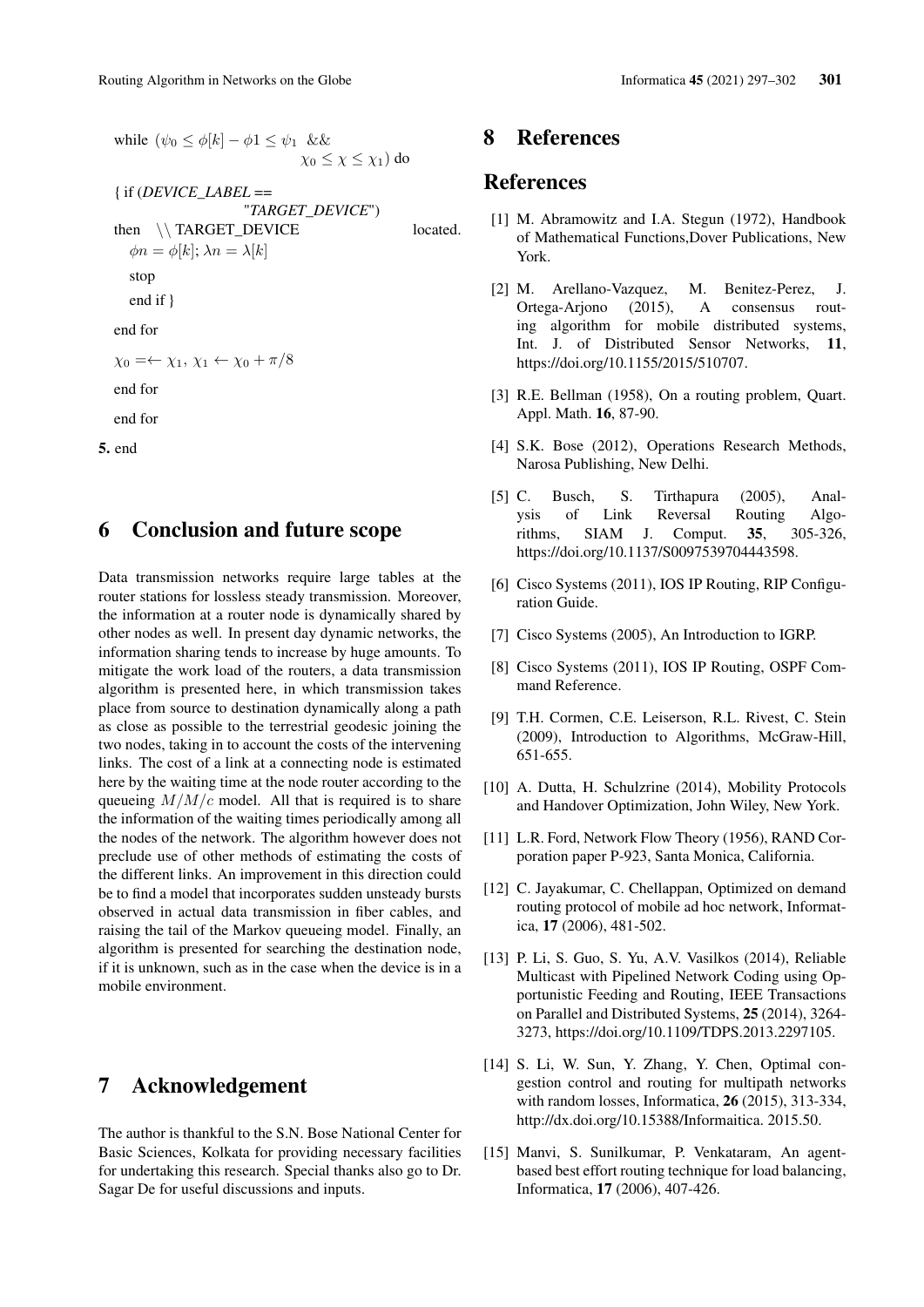```
while (ψ0 ≤ φ[k] − φ1 ≤ ψ1  &&
                         χ0 ≤ χ ≤ χ1) do
{ if (DEVICE_LABEL ==
                  "TARGET_DEVICE")
then  \\ TARGET_DEVICE                  located.
   φn = φ[k]; λn = λ[k]
   stop
   end if }
end for
χ0 =← χ1, χ1 ← χ0 + π/8
end for
end for
5. end
```

# 6 Conclusion and future scope

Data transmission networks require large tables at the router stations for lossless steady transmission. Moreover, the information at a router node is dynamically shared by other nodes as well. In present day dynamic networks, the information sharing tends to increase by huge amounts. To mitigate the work load of the routers, a data transmission algorithm is presented here, in which transmission takes place from source to destination dynamically along a path as close as possible to the terrestrial geodesic joining the two nodes, taking in to account the costs of the intervening links. The cost of a link at a connecting node is estimated here by the waiting time at the node router according to the queueing $M/M/c$ model. All that is required is to share the information of the waiting times periodically among all the nodes of the network. The algorithm however does not preclude use of other methods of estimating the costs of the different links. An improvement in this direction could be to find a model that incorporates sudden unsteady bursts observed in actual data transmission in fiber cables, and raising the tail of the Markov queueing model. Finally, an algorithm is presented for searching the destination node, if it is unknown, such as in the case when the device is in a mobile environment.

# 7 Acknowledgement

The author is thankful to the S.N. Bose National Center for Basic Sciences, Kolkata for providing necessary facilities for undertaking this research. Special thanks also go to Dr. Sagar De for useful discussions and inputs.

# 8 References

## References

[1] M. Abramowitz and I.A. Stegun (1972), Handbook of Mathematical Functions,Dover Publications, New York.

[2] M. Arellano-Vazquez, M. Benitez-Perez, J. Ortega-Arjono (2015), A consensus routing algorithm for mobile distributed systems, Int. J. of Distributed Sensor Networks, **11**, https://doi.org/10.1155/2015/510707.

[3] R.E. Bellman (1958), On a routing problem, Quart. Appl. Math. **16**, 87-90.

[4] S.K. Bose (2012), Operations Research Methods, Narosa Publishing, New Delhi.

[5] C. Busch, S. Tirthapura (2005), Analysis of Link Reversal Routing Algorithms, SIAM J. Comput. **35**, 305-326, https://doi.org/10.1137/S0097539704443598.

[6] Cisco Systems (2011), IOS IP Routing, RIP Configuration Guide.

[7] Cisco Systems (2005), An Introduction to IGRP.

[8] Cisco Systems (2011), IOS IP Routing, OSPF Command Reference.

[9] T.H. Cormen, C.E. Leiserson, R.L. Rivest, C. Stein (2009), Introduction to Algorithms, McGraw-Hill, 651-655.

[10] A. Dutta, H. Schulzrine (2014), Mobility Protocols and Handover Optimization, John Wiley, New York.

[11] L.R. Ford, Network Flow Theory (1956), RAND Corporation paper P-923, Santa Monica, California.

[12] C. Jayakumar, C. Chellappan, Optimized on demand routing protocol of mobile ad hoc network, Informatica, **17** (2006), 481-502.

[13] P. Li, S. Guo, S. Yu, A.V. Vasilkos (2014), Reliable Multicast with Pipelined Network Coding using Opportunistic Feeding and Routing, IEEE Transactions on Parallel and Distributed Systems, **25** (2014), 3264-3273, https://doi.org/10.1109/TDPS.2013.2297105.

[14] S. Li, W. Sun, Y. Zhang, Y. Chen, Optimal congestion control and routing for multipath networks with random losses, Informatica, **26** (2015), 313-334, http://dx.doi.org/10.15388/Informaitica. 2015.50.

[15] Manvi, S. Sunilkumar, P. Venkataram, An agent-based best effort routing technique for load balancing, Informatica, **17** (2006), 407-426.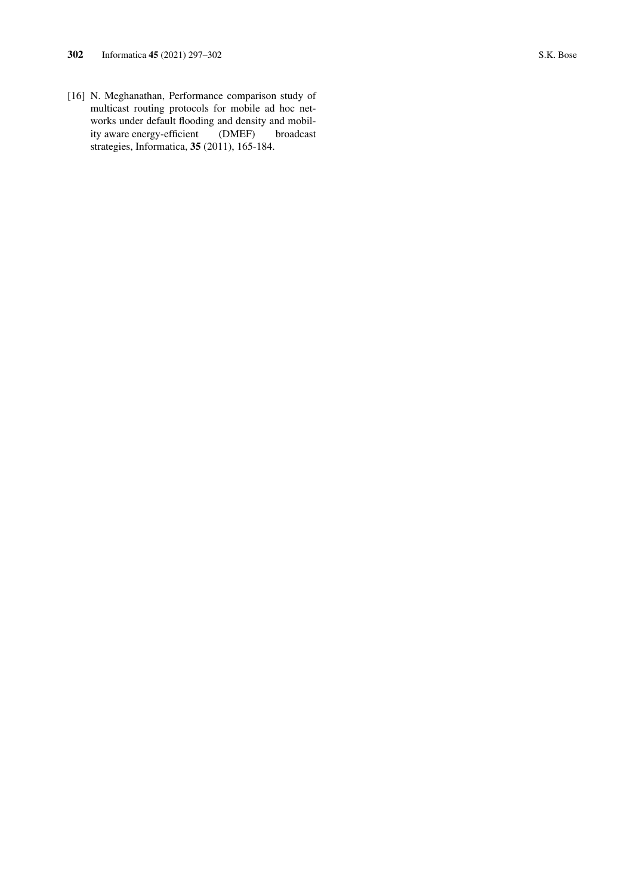[16] N. Meghanathan, Performance comparison study of multicast routing protocols for mobile ad hoc networks under default flooding and density and mobility aware energy-efficient (DMEF) broadcast strategies, Informatica, **35** (2011), 165-184.